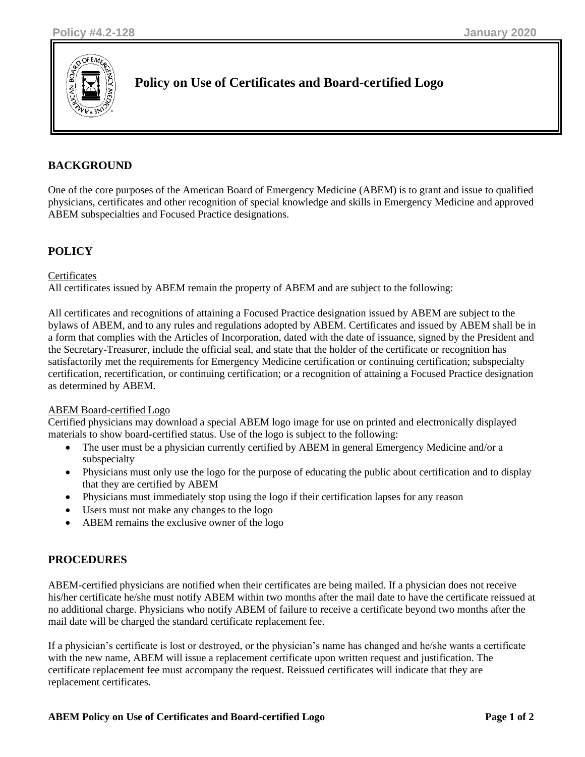# Policy on Use of Certificates and Board-certified Logo

## BACKGROUND

One of the core purposes of the American Board of Emergency Medicine (ABEM) is to grant and issue to qualified physicians, certificates and other recognition of special knowledge and skills in Emergency Medicine and approved ABEM subspecialties and Focused Practice designations.

## POLICY

Certificates

All certificates issued by ABEM remain the property of ABEM and are subject to the following:

All certificates and recognitions of attaining a Focused Practice designation issued by ABEM are subject to the bylaws of ABEM, and to any rules and regulations adopted by ABEM. Certificates and issued by ABEM shall be in a form that complies with the Articles of Incorporation, dated with the date of issuance, signed by the President and the Secretary-Treasurer, include the official seal, and state that the holder of the certificate or recognition has satisfactorily met the requirements for Emergency Medicine certification or continuing certification; subspecialty certification, recertification, or continuing certification; or a recognition of attaining a Focused Practice designation as determined by ABEM.

ABEM Board-certified Logo

Certified physicians may download a special ABEM logo image for use on printed and electronically displayed materials to show board-certified status. Use of the logo is subject to the following:

- The user must be a physician currently certified by ABEM in general Emergency Medicine and/or a subspecialty
- Physicians must only use the logo for the purpose of educating the public about certification and to display that they are certified by ABEM
- Physicians must immediately stop using the logo if their certification lapses for any reason
- Users must not make any changes to the logo
- ABEM remains the exclusive owner of the logo

## PROCEDURES

ABEM-certified physicians are notified when their certificates are being mailed. If a physician does not receive his/her certificate he/she must notify ABEM within two months after the mail date to have the certificate reissued at no additional charge. Physicians who notify ABEM of failure to receive a certificate beyond two months after the mail date will be charged the standard certificate replacement fee.

If a physician's certificate is lost or destroyed, or the physician's name has changed and he/she wants a certificate with the new name, ABEM will issue a replacement certificate upon written request and justification. The certificate replacement fee must accompany the request. Reissued certificates will indicate that they are replacement certificates.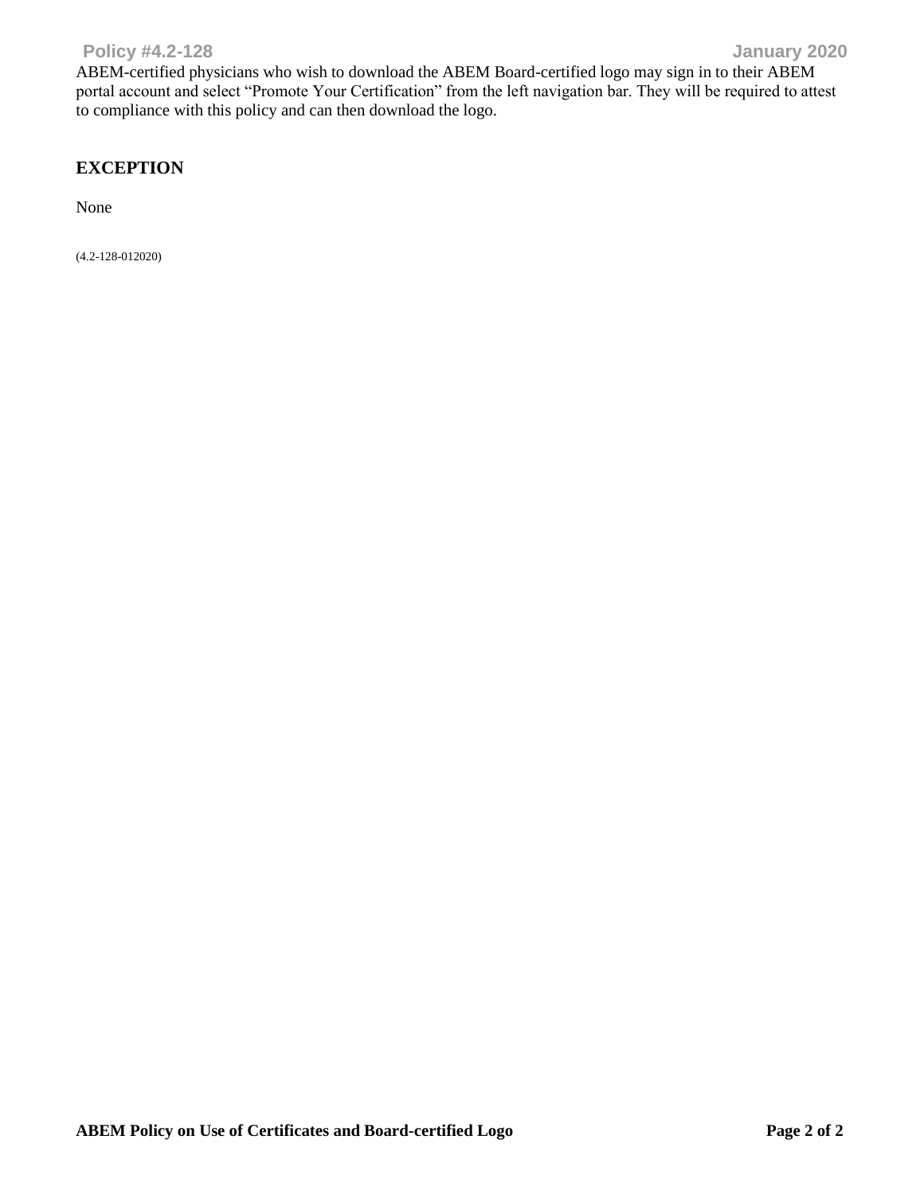ABEM-certified physicians who wish to download the ABEM Board-certified logo may sign in to their ABEM portal account and select “Promote Your Certification” from the left navigation bar. They will be required to attest to compliance with this policy and can then download the logo.

## EXCEPTION

None

(4.2-128-012020)